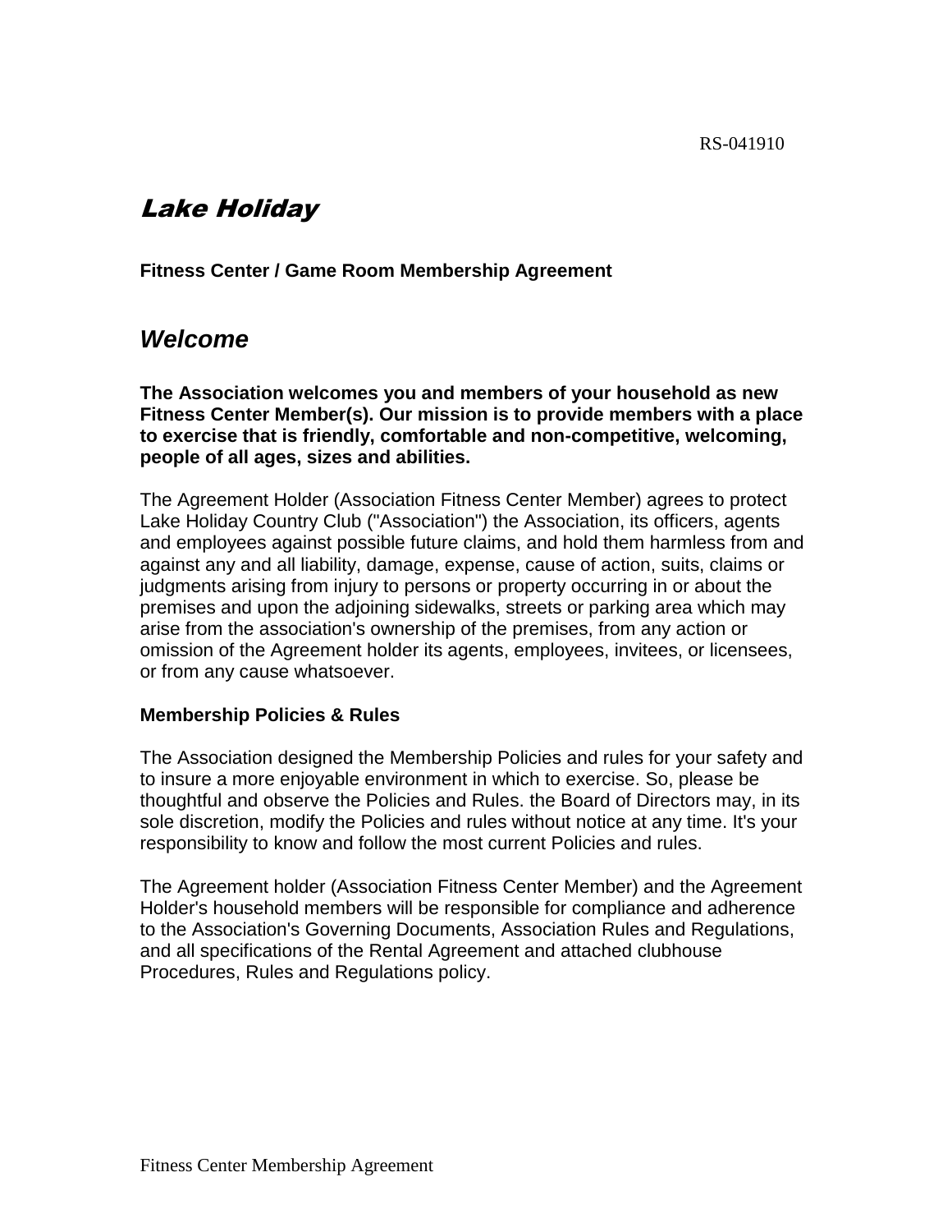RS-041910

# *Lake Holiday*

**Fitness Center / Game Room Membership Agreement**

## *Welcome*

**The Association welcomes you and members of your household as new Fitness Center Member(s). Our mission is to provide members with a place to exercise that is friendly, comfortable and non-competitive, welcoming, people of all ages, sizes and abilities.**

The Agreement Holder (Association Fitness Center Member) agrees to protect Lake Holiday Country Club ("Association") the Association, its officers, agents and employees against possible future claims, and hold them harmless from and against any and all liability, damage, expense, cause of action, suits, claims or judgments arising from injury to persons or property occurring in or about the premises and upon the adjoining sidewalks, streets or parking area which may arise from the association's ownership of the premises, from any action or omission of the Agreement holder its agents, employees, invitees, or licensees, or from any cause whatsoever.

**Membership Policies & Rules**

The Association designed the Membership Policies and rules for your safety and to insure a more enjoyable environment in which to exercise. So, please be thoughtful and observe the Policies and Rules. the Board of Directors may, in its sole discretion, modify the Policies and rules without notice at any time. It's your responsibility to know and follow the most current Policies and rules.

The Agreement holder (Association Fitness Center Member) and the Agreement Holder's household members will be responsible for compliance and adherence to the Association's Governing Documents, Association Rules and Regulations, and all specifications of the Rental Agreement and attached clubhouse Procedures, Rules and Regulations policy.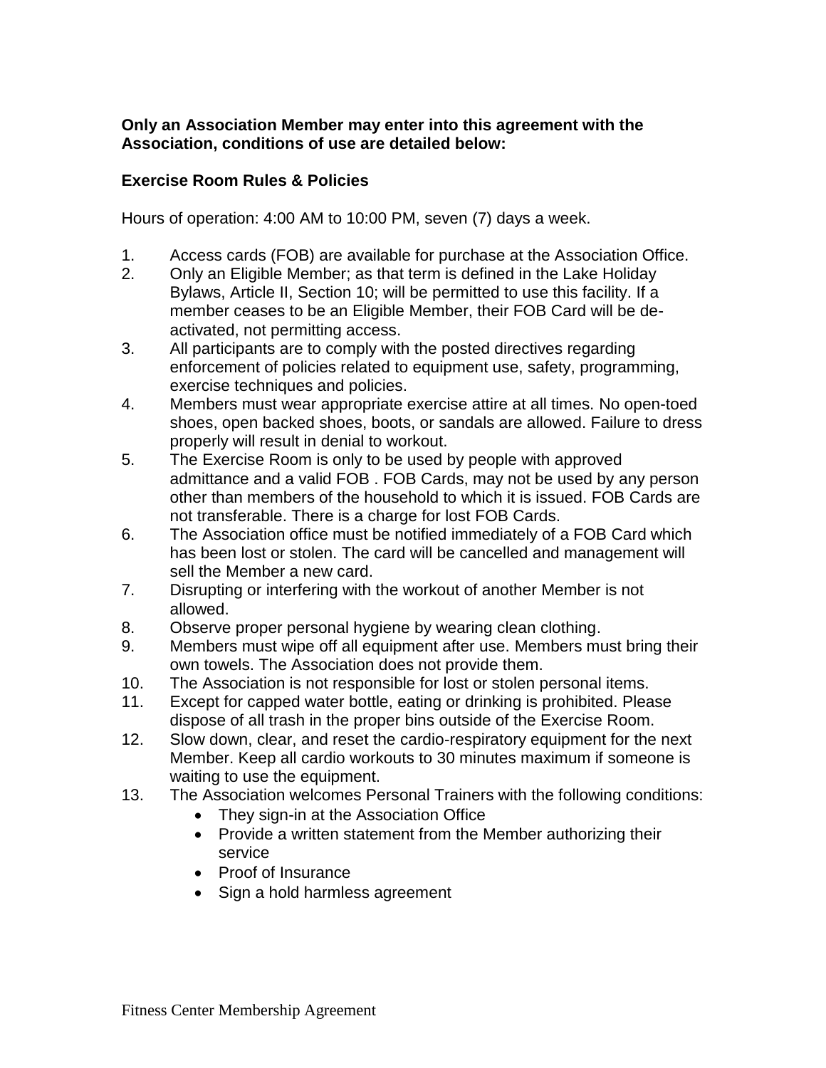**Only an Association Member may enter into this agreement with the Association, conditions of use are detailed below:**

**Exercise Room Rules & Policies**

Hours of operation: 4:00 AM to 10:00 PM, seven (7) days a week.

1. Access cards (FOB) are available for purchase at the Association Office.
2. Only an Eligible Member; as that term is defined in the Lake Holiday Bylaws, Article II, Section 10; will be permitted to use this facility. If a member ceases to be an Eligible Member, their FOB Card will be de-activated, not permitting access.
3. All participants are to comply with the posted directives regarding enforcement of policies related to equipment use, safety, programming, exercise techniques and policies.
4. Members must wear appropriate exercise attire at all times. No open-toed shoes, open backed shoes, boots, or sandals are allowed. Failure to dress properly will result in denial to workout.
5. The Exercise Room is only to be used by people with approved admittance and a valid FOB . FOB Cards, may not be used by any person other than members of the household to which it is issued. FOB Cards are not transferable. There is a charge for lost FOB Cards.
6. The Association office must be notified immediately of a FOB Card which has been lost or stolen. The card will be cancelled and management will sell the Member a new card.
7. Disrupting or interfering with the workout of another Member is not allowed.
8. Observe proper personal hygiene by wearing clean clothing.
9. Members must wipe off all equipment after use. Members must bring their own towels. The Association does not provide them.
10. The Association is not responsible for lost or stolen personal items.
11. Except for capped water bottle, eating or drinking is prohibited. Please dispose of all trash in the proper bins outside of the Exercise Room.
12. Slow down, clear, and reset the cardio-respiratory equipment for the next Member. Keep all cardio workouts to 30 minutes maximum if someone is waiting to use the equipment.
13. The Association welcomes Personal Trainers with the following conditions:
    - They sign-in at the Association Office
    - Provide a written statement from the Member authorizing their service
    - Proof of Insurance
    - Sign a hold harmless agreement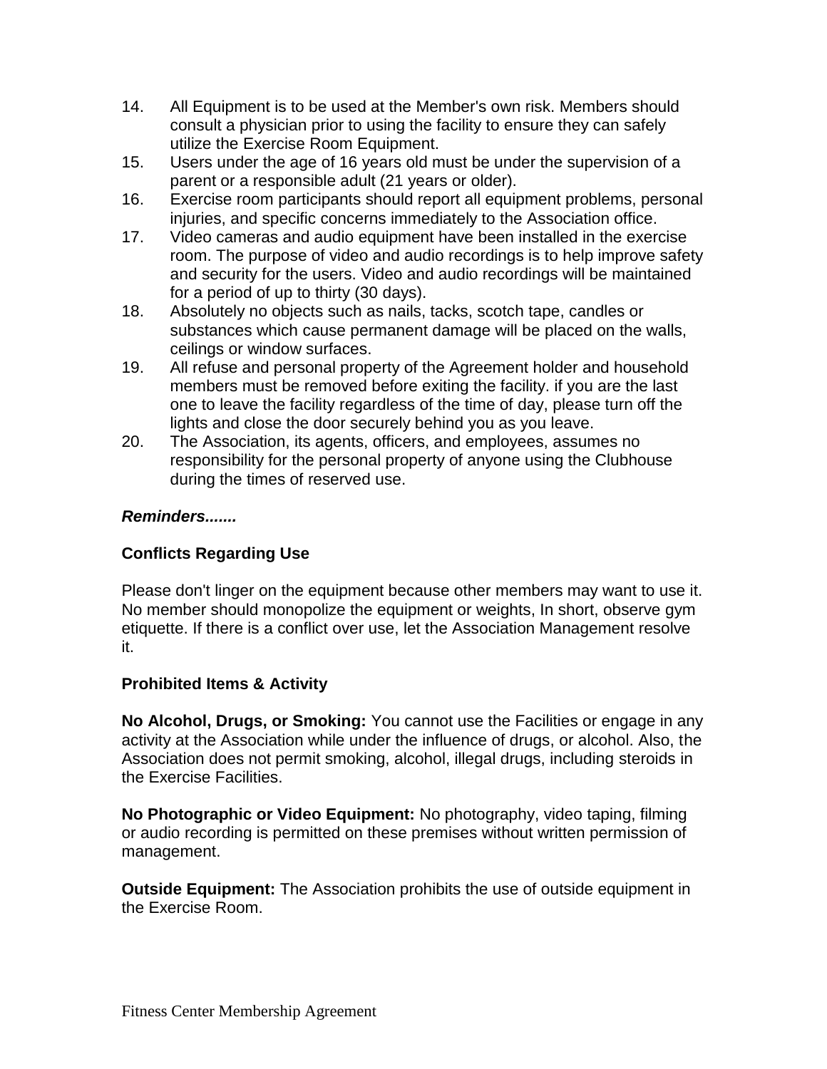14. All Equipment is to be used at the Member's own risk. Members should consult a physician prior to using the facility to ensure they can safely utilize the Exercise Room Equipment.
15. Users under the age of 16 years old must be under the supervision of a parent or a responsible adult (21 years or older).
16. Exercise room participants should report all equipment problems, personal injuries, and specific concerns immediately to the Association office.
17. Video cameras and audio equipment have been installed in the exercise room. The purpose of video and audio recordings is to help improve safety and security for the users. Video and audio recordings will be maintained for a period of up to thirty (30 days).
18. Absolutely no objects such as nails, tacks, scotch tape, candles or substances which cause permanent damage will be placed on the walls, ceilings or window surfaces.
19. All refuse and personal property of the Agreement holder and household members must be removed before exiting the facility. if you are the last one to leave the facility regardless of the time of day, please turn off the lights and close the door securely behind you as you leave.
20. The Association, its agents, officers, and employees, assumes no responsibility for the personal property of anyone using the Clubhouse during the times of reserved use.

***Reminders.......***

**Conflicts Regarding Use**

Please don't linger on the equipment because other members may want to use it. No member should monopolize the equipment or weights, In short, observe gym etiquette. If there is a conflict over use, let the Association Management resolve it.

**Prohibited Items & Activity**

**No Alcohol, Drugs, or Smoking:** You cannot use the Facilities or engage in any activity at the Association while under the influence of drugs, or alcohol. Also, the Association does not permit smoking, alcohol, illegal drugs, including steroids in the Exercise Facilities.

**No Photographic or Video Equipment:** No photography, video taping, filming or audio recording is permitted on these premises without written permission of management.

**Outside Equipment:** The Association prohibits the use of outside equipment in the Exercise Room.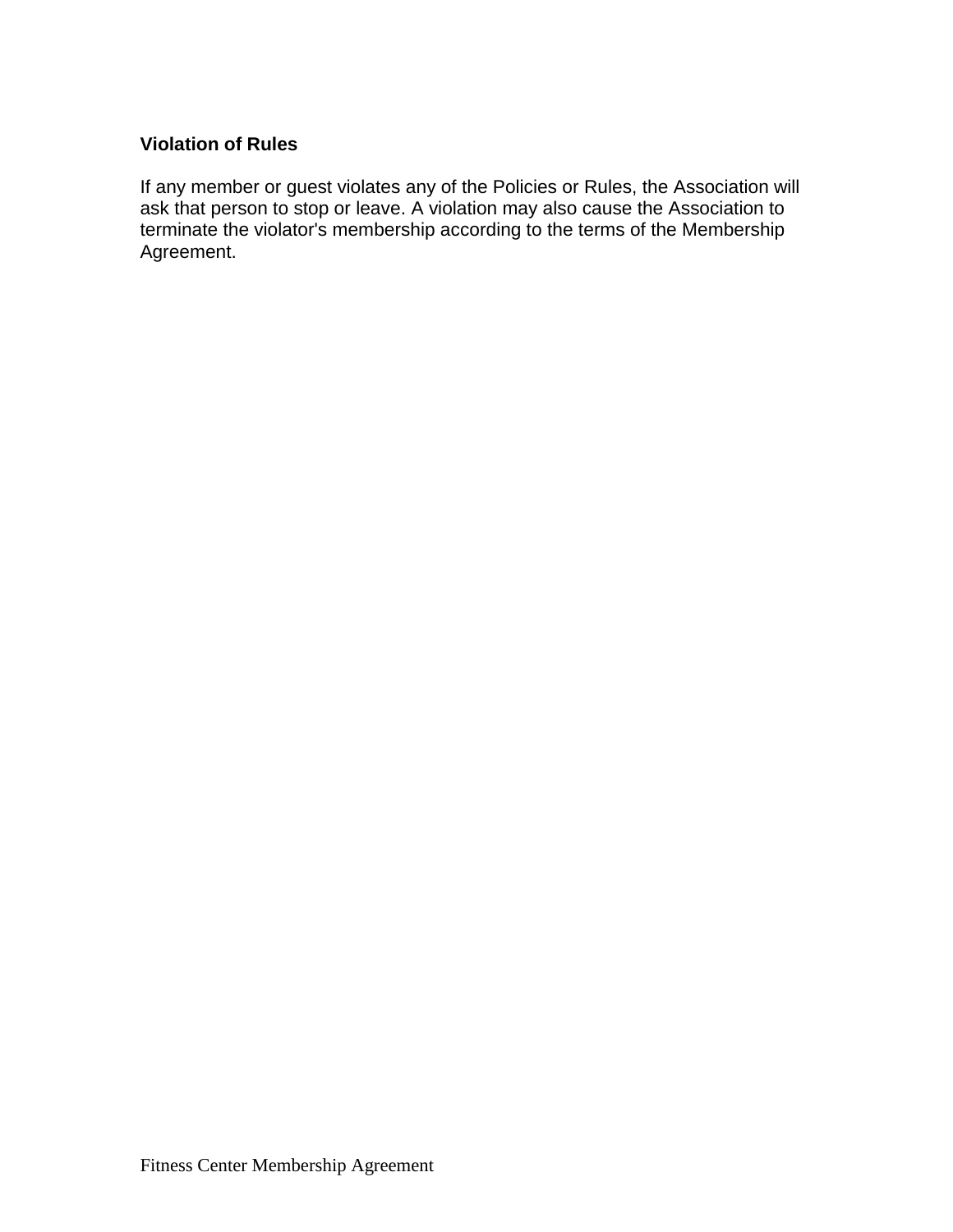**Violation of Rules**

If any member or guest violates any of the Policies or Rules, the Association will ask that person to stop or leave. A violation may also cause the Association to terminate the violator's membership according to the terms of the Membership Agreement.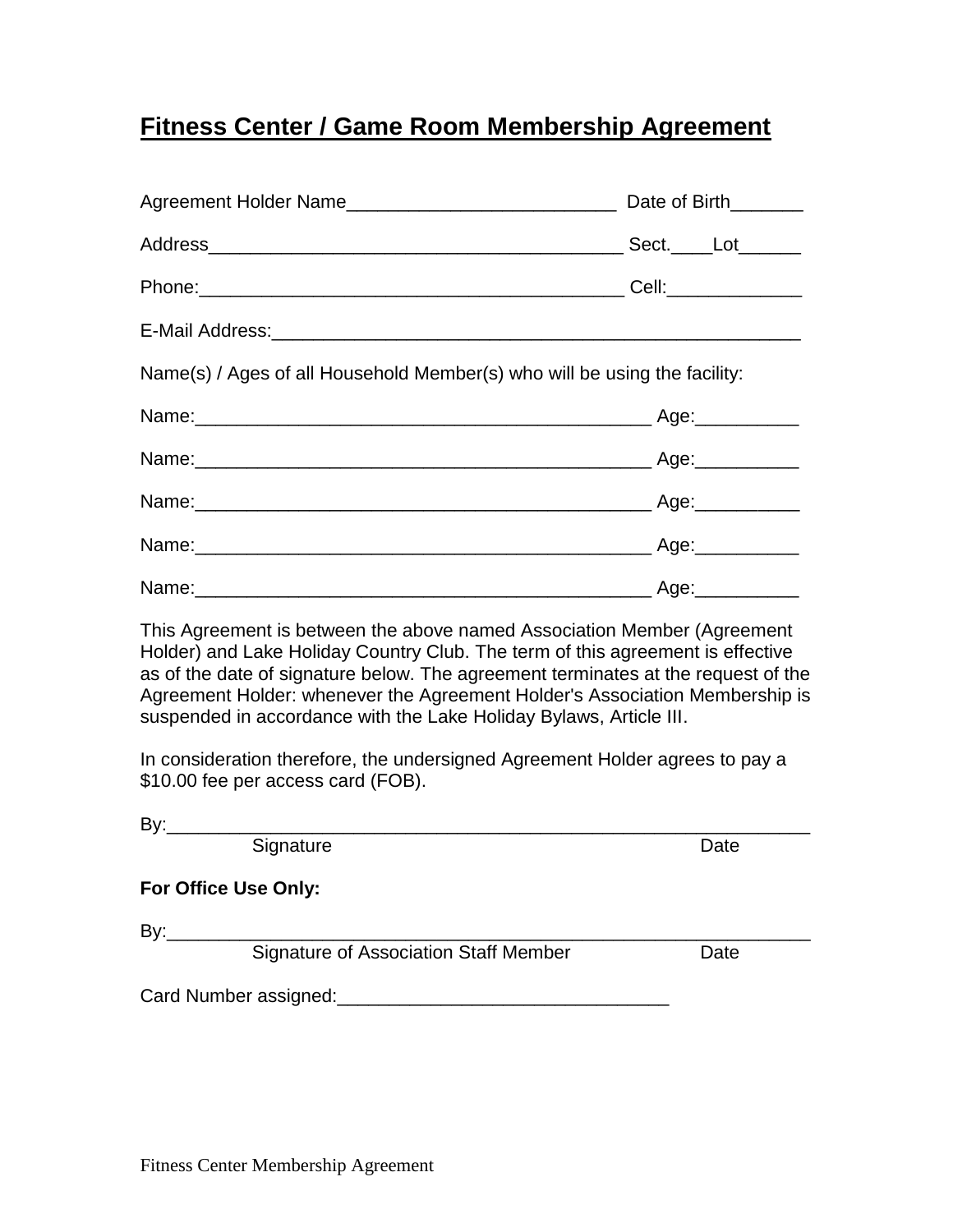# Fitness Center / Game Room Membership Agreement

Agreement Holder Name__________________________ Date of Birth_______

Address________________________________________ Sect.____Lot______

Phone:_________________________________________ Cell:_____________

E-Mail Address:_____________________________________________________

Name(s) / Ages of all Household Member(s) who will be using the facility:

Name:____________________________________________ Age:__________

Name:____________________________________________ Age:__________

Name:____________________________________________ Age:__________

Name:____________________________________________ Age:__________

Name:____________________________________________ Age:__________

This Agreement is between the above named Association Member (Agreement Holder) and Lake Holiday Country Club. The term of this agreement is effective as of the date of signature below. The agreement terminates at the request of the Agreement Holder: whenever the Agreement Holder's Association Membership is suspended in accordance with the Lake Holiday Bylaws, Article III.

In consideration therefore, the undersigned Agreement Holder agrees to pay a $10.00 fee per access card (FOB).

By:_______________________________________________________________
Signature Date

**For Office Use Only:**

By:_______________________________________________________________
Signature of Association Staff Member Date

Card Number assigned:________________________________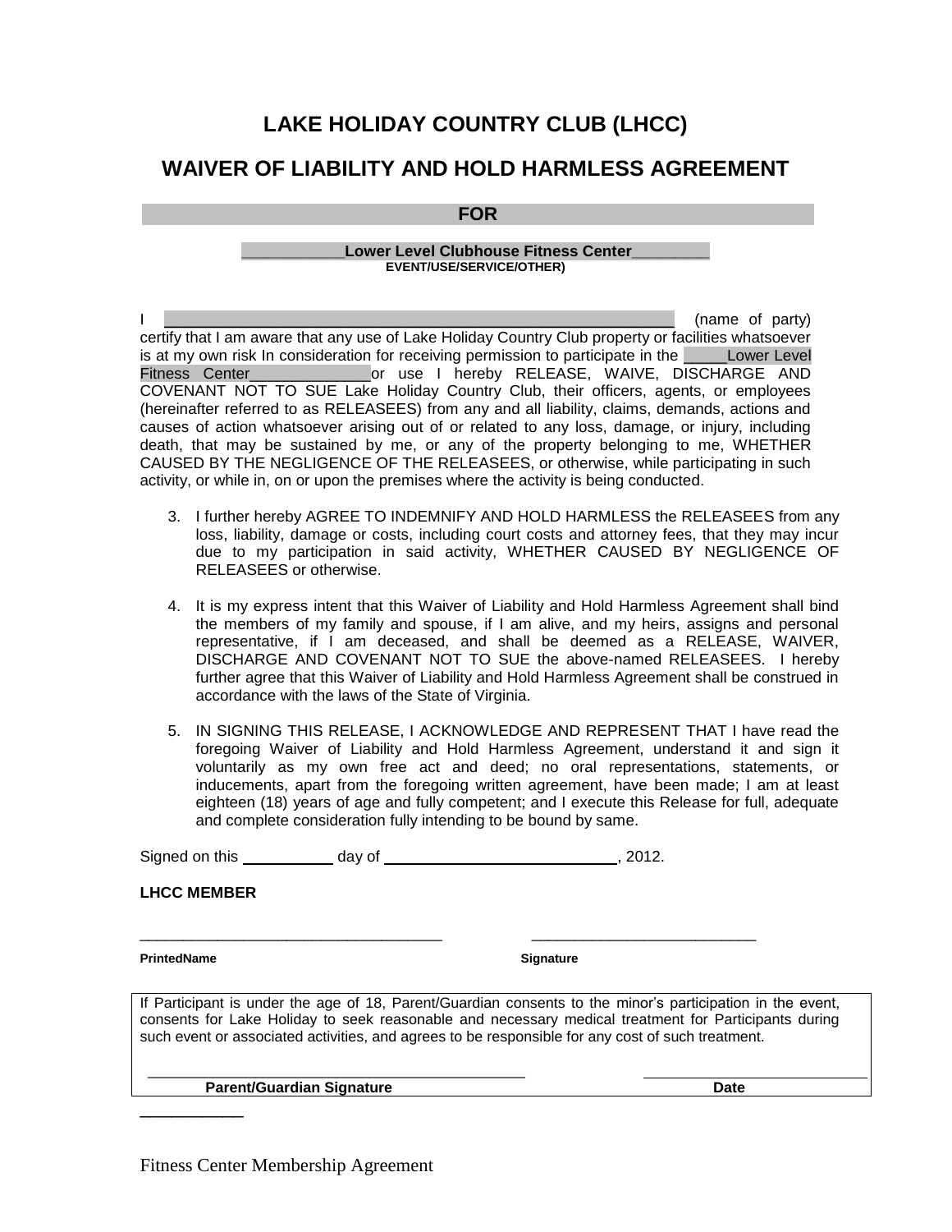# LAKE HOLIDAY COUNTRY CLUB (LHCC)

# WAIVER OF LIABILITY AND HOLD HARMLESS AGREEMENT

**FOR**

**\_\_\_\_\_\_\_\_\_\_\_\_Lower Level Clubhouse Fitness Center\_\_\_\_\_\_\_\_\_**
**EVENT/USE/SERVICE/OTHER)**

I \_\_\_\_\_\_\_\_\_\_\_\_\_\_\_\_\_\_\_\_\_\_\_\_\_\_\_\_\_\_\_\_\_\_\_\_\_\_\_\_\_\_\_\_\_\_\_\_\_\_\_\_\_\_\_\_ (name of party) certify that I am aware that any use of Lake Holiday Country Club property or facilities whatsoever is at my own risk In consideration for receiving permission to participate in the \_\_\_\_\_Lower Level Fitness Center\_\_\_\_\_\_\_\_\_\_\_\_\_\_or use I hereby RELEASE, WAIVE, DISCHARGE AND COVENANT NOT TO SUE Lake Holiday Country Club, their officers, agents, or employees (hereinafter referred to as RELEASEES) from any and all liability, claims, demands, actions and causes of action whatsoever arising out of or related to any loss, damage, or injury, including death, that may be sustained by me, or any of the property belonging to me, WHETHER CAUSED BY THE NEGLIGENCE OF THE RELEASEES, or otherwise, while participating in such activity, or while in, on or upon the premises where the activity is being conducted.

3. I further hereby AGREE TO INDEMNIFY AND HOLD HARMLESS the RELEASEES from any loss, liability, damage or costs, including court costs and attorney fees, that they may incur due to my participation in said activity, WHETHER CAUSED BY NEGLIGENCE OF RELEASEES or otherwise.

4. It is my express intent that this Waiver of Liability and Hold Harmless Agreement shall bind the members of my family and spouse, if I am alive, and my heirs, assigns and personal representative, if I am deceased, and shall be deemed as a RELEASE, WAIVER, DISCHARGE AND COVENANT NOT TO SUE the above-named RELEASEES. I hereby further agree that this Waiver of Liability and Hold Harmless Agreement shall be construed in accordance with the laws of the State of Virginia.

5. IN SIGNING THIS RELEASE, I ACKNOWLEDGE AND REPRESENT THAT I have read the foregoing Waiver of Liability and Hold Harmless Agreement, understand it and sign it voluntarily as my own free act and deed; no oral representations, statements, or inducements, apart from the foregoing written agreement, have been made; I am at least eighteen (18) years of age and fully competent; and I execute this Release for full, adequate and complete consideration fully intending to be bound by same.

Signed on this \_\_\_\_\_\_\_\_\_\_ day of \_\_\_\_\_\_\_\_\_\_\_\_\_\_\_\_\_\_\_\_\_\_\_\_\_\_, 2012.

**LHCC MEMBER**

\_\_\_\_\_\_\_\_\_\_\_\_\_\_\_\_\_\_\_\_\_\_\_\_\_\_\_\_\_\_\_\_\_\_\_ \_\_\_\_\_\_\_\_\_\_\_\_\_\_\_\_\_\_\_\_\_\_\_\_\_\_

**PrintedName** **Signature**

If Participant is under the age of 18, Parent/Guardian consents to the minor's participation in the event, consents for Lake Holiday to seek reasonable and necessary medical treatment for Participants during such event or associated activities, and agrees to be responsible for any cost of such treatment.

\_\_\_\_\_\_\_\_\_\_\_\_\_\_\_\_\_\_\_\_\_\_\_\_\_\_\_\_\_\_\_\_\_\_\_\_\_\_\_\_\_\_\_\_ \_\_\_\_\_\_\_\_\_\_\_\_\_\_\_\_\_\_\_\_\_\_\_\_\_\_

**Parent/Guardian Signature** **Date**

Fitness Center Membership Agreement